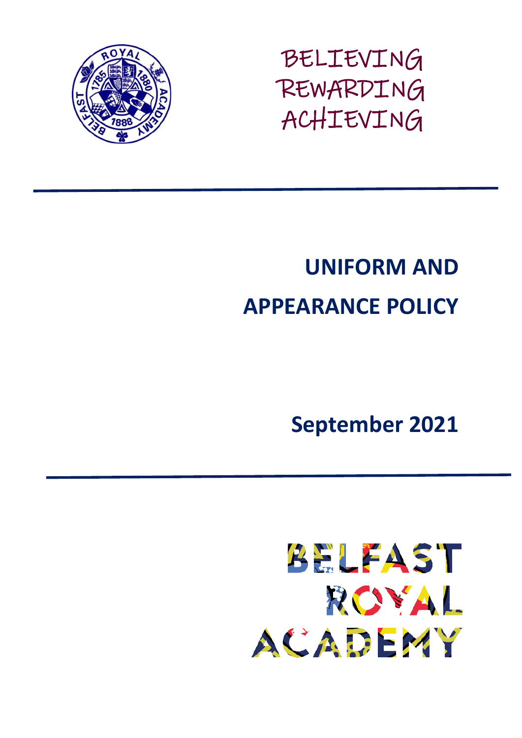BELIEVING
REWARDING
ACHIEVING

# UNIFORM AND APPEARANCE POLICY

**September 2021**

BELFAST
ROYAL
ACADEMY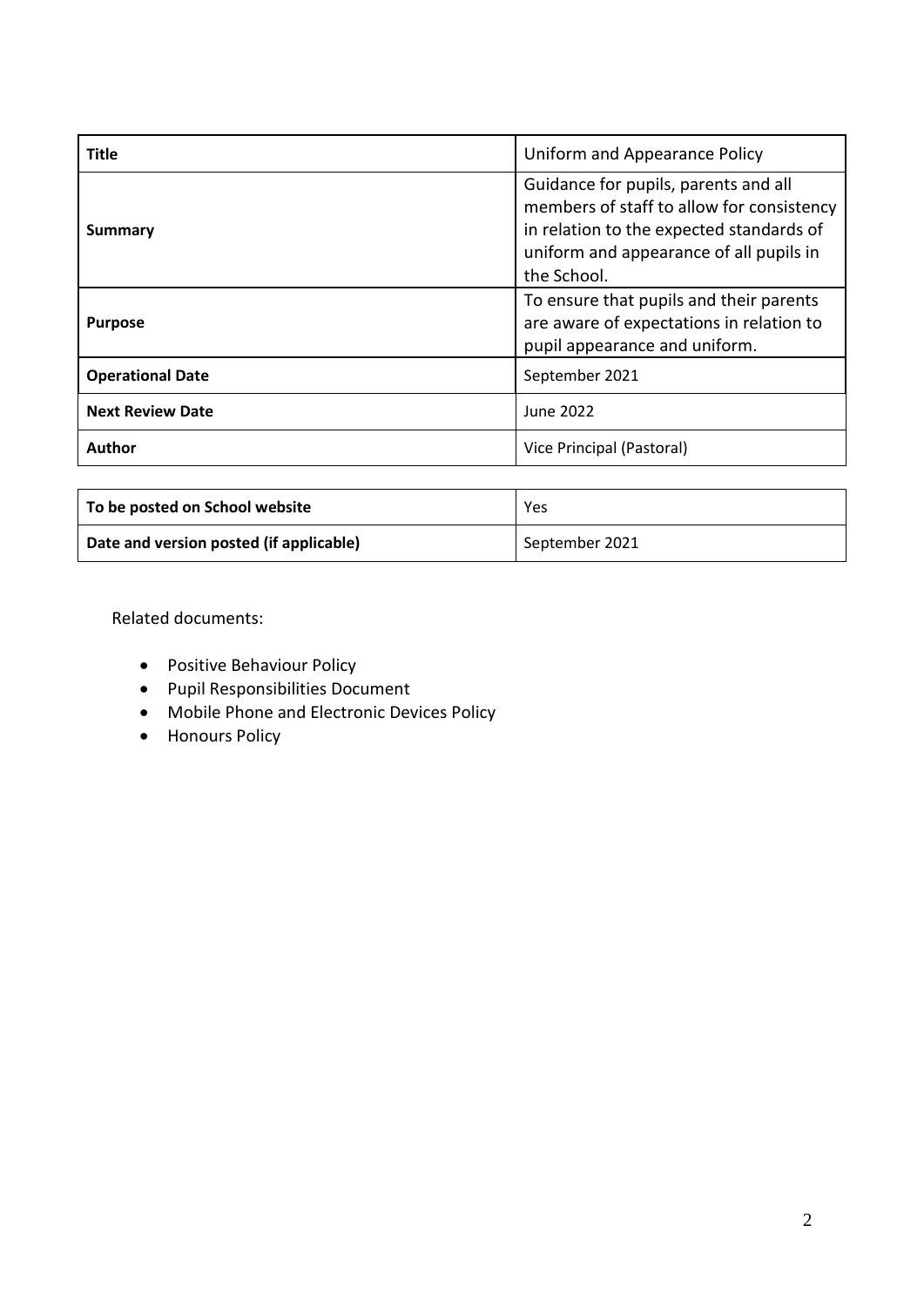| Title | Uniform and Appearance Policy |
|---|---|
| **Summary** | Guidance for pupils, parents and all members of staff to allow for consistency in relation to the expected standards of uniform and appearance of all pupils in the School. |
| **Purpose** | To ensure that pupils and their parents are aware of expectations in relation to pupil appearance and uniform. |
| **Operational Date** | September 2021 |
| **Next Review Date** | June 2022 |
| **Author** | Vice Principal (Pastoral) |

| To be posted on School website | Yes |
|---|---|
| **Date and version posted (if applicable)** | September 2021 |

Related documents:

- Positive Behaviour Policy
- Pupil Responsibilities Document
- Mobile Phone and Electronic Devices Policy
- Honours Policy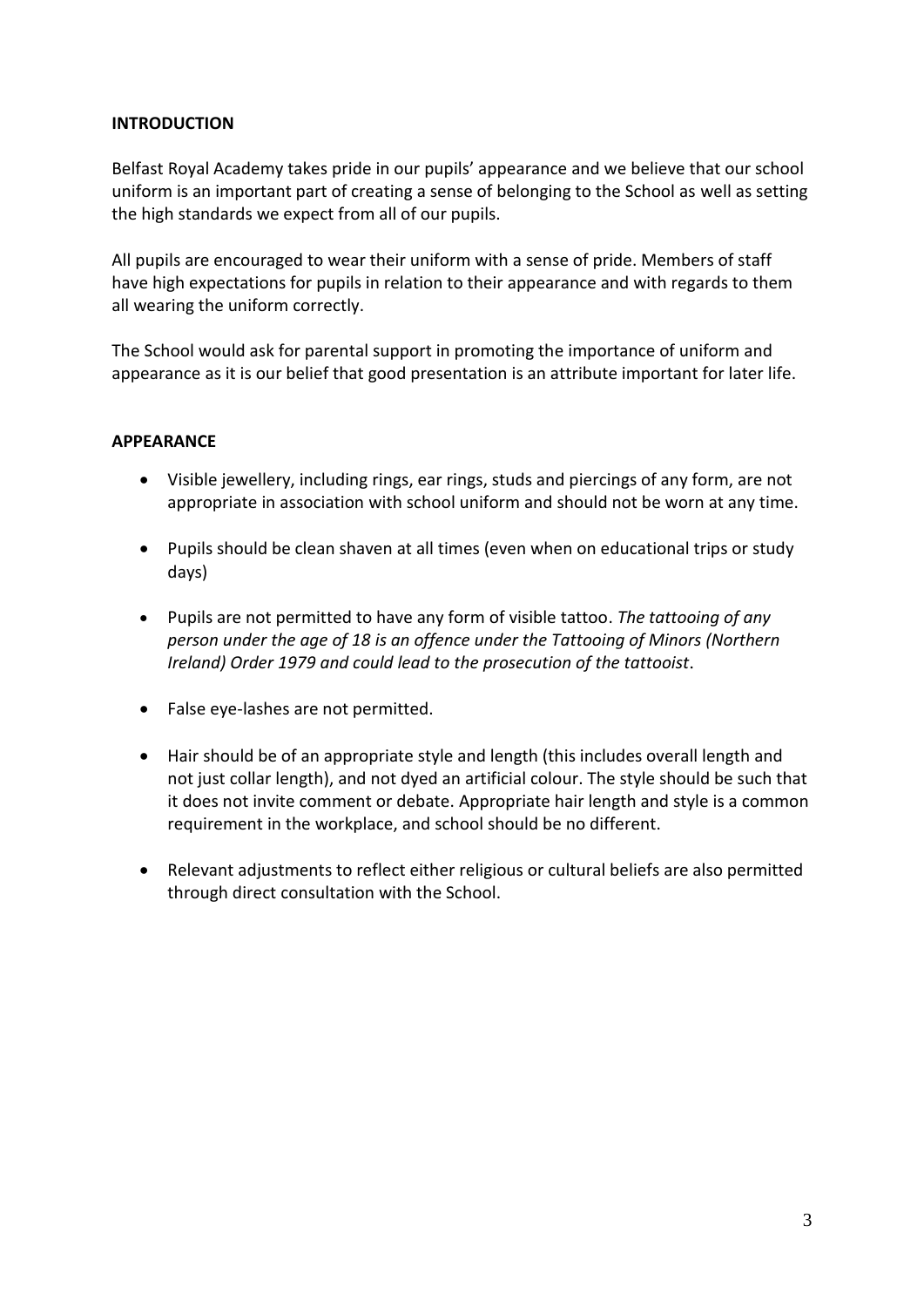## INTRODUCTION

Belfast Royal Academy takes pride in our pupils' appearance and we believe that our school uniform is an important part of creating a sense of belonging to the School as well as setting the high standards we expect from all of our pupils.

All pupils are encouraged to wear their uniform with a sense of pride. Members of staff have high expectations for pupils in relation to their appearance and with regards to them all wearing the uniform correctly.

The School would ask for parental support in promoting the importance of uniform and appearance as it is our belief that good presentation is an attribute important for later life.

## APPEARANCE

- Visible jewellery, including rings, ear rings, studs and piercings of any form, are not appropriate in association with school uniform and should not be worn at any time.
- Pupils should be clean shaven at all times (even when on educational trips or study days)
- Pupils are not permitted to have any form of visible tattoo. *The tattooing of any person under the age of 18 is an offence under the Tattooing of Minors (Northern Ireland) Order 1979 and could lead to the prosecution of the tattooist*.
- False eye-lashes are not permitted.
- Hair should be of an appropriate style and length (this includes overall length and not just collar length), and not dyed an artificial colour. The style should be such that it does not invite comment or debate. Appropriate hair length and style is a common requirement in the workplace, and school should be no different.
- Relevant adjustments to reflect either religious or cultural beliefs are also permitted through direct consultation with the School.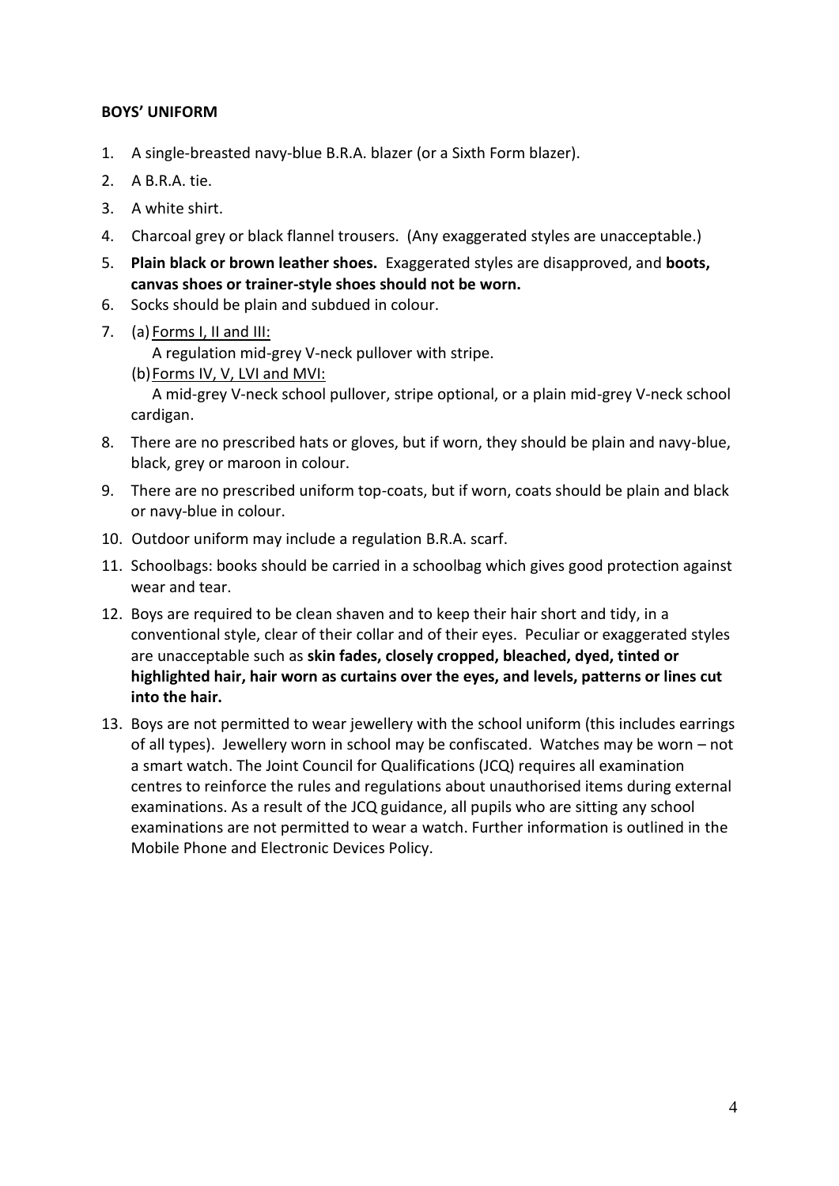**BOYS' UNIFORM**

1. A single-breasted navy-blue B.R.A. blazer (or a Sixth Form blazer).
2. A B.R.A. tie.
3. A white shirt.
4. Charcoal grey or black flannel trousers. (Any exaggerated styles are unacceptable.)
5. **Plain black or brown leather shoes.** Exaggerated styles are disapproved, and **boots, canvas shoes or trainer-style shoes should not be worn.**
6. Socks should be plain and subdued in colour.
7. (a) Forms I, II and III:
   A regulation mid-grey V-neck pullover with stripe.
   (b) Forms IV, V, LVI and MVI:
   A mid-grey V-neck school pullover, stripe optional, or a plain mid-grey V-neck school cardigan.
8. There are no prescribed hats or gloves, but if worn, they should be plain and navy-blue, black, grey or maroon in colour.
9. There are no prescribed uniform top-coats, but if worn, coats should be plain and black or navy-blue in colour.
10. Outdoor uniform may include a regulation B.R.A. scarf.
11. Schoolbags: books should be carried in a schoolbag which gives good protection against wear and tear.
12. Boys are required to be clean shaven and to keep their hair short and tidy, in a conventional style, clear of their collar and of their eyes. Peculiar or exaggerated styles are unacceptable such as **skin fades, closely cropped, bleached, dyed, tinted or highlighted hair, hair worn as curtains over the eyes, and levels, patterns or lines cut into the hair.**
13. Boys are not permitted to wear jewellery with the school uniform (this includes earrings of all types). Jewellery worn in school may be confiscated. Watches may be worn – not a smart watch. The Joint Council for Qualifications (JCQ) requires all examination centres to reinforce the rules and regulations about unauthorised items during external examinations. As a result of the JCQ guidance, all pupils who are sitting any school examinations are not permitted to wear a watch. Further information is outlined in the Mobile Phone and Electronic Devices Policy.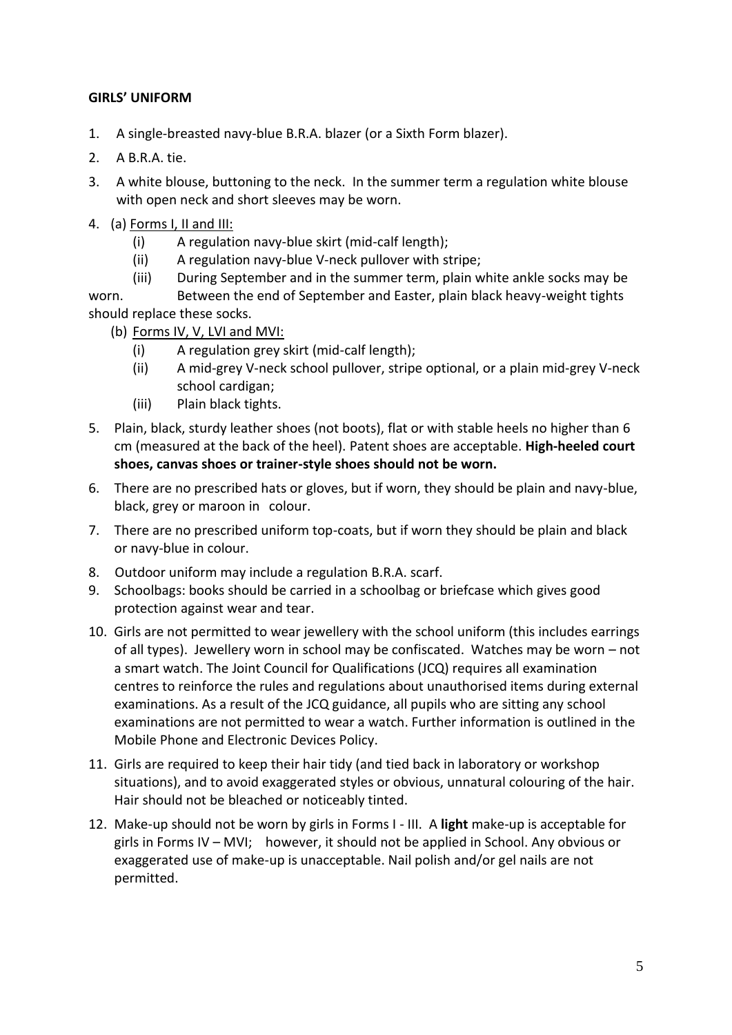**GIRLS' UNIFORM**

1. A single-breasted navy-blue B.R.A. blazer (or a Sixth Form blazer).
2. A B.R.A. tie.
3. A white blouse, buttoning to the neck. In the summer term a regulation white blouse with open neck and short sleeves may be worn.
4. (a) Forms I, II and III:
   - (i) A regulation navy-blue skirt (mid-calf length);
   - (ii) A regulation navy-blue V-neck pullover with stripe;
   - (iii) During September and in the summer term, plain white ankle socks may be worn. Between the end of September and Easter, plain black heavy-weight tights should replace these socks.

   (b) Forms IV, V, LVI and MVI:
   - (i) A regulation grey skirt (mid-calf length);
   - (ii) A mid-grey V-neck school pullover, stripe optional, or a plain mid-grey V-neck school cardigan;
   - (iii) Plain black tights.
5. Plain, black, sturdy leather shoes (not boots), flat or with stable heels no higher than 6 cm (measured at the back of the heel). Patent shoes are acceptable. **High-heeled court shoes, canvas shoes or trainer-style shoes should not be worn.**
6. There are no prescribed hats or gloves, but if worn, they should be plain and navy-blue, black, grey or maroon in colour.
7. There are no prescribed uniform top-coats, but if worn they should be plain and black or navy-blue in colour.
8. Outdoor uniform may include a regulation B.R.A. scarf.
9. Schoolbags: books should be carried in a schoolbag or briefcase which gives good protection against wear and tear.
10. Girls are not permitted to wear jewellery with the school uniform (this includes earrings of all types). Jewellery worn in school may be confiscated. Watches may be worn – not a smart watch. The Joint Council for Qualifications (JCQ) requires all examination centres to reinforce the rules and regulations about unauthorised items during external examinations. As a result of the JCQ guidance, all pupils who are sitting any school examinations are not permitted to wear a watch. Further information is outlined in the Mobile Phone and Electronic Devices Policy.
11. Girls are required to keep their hair tidy (and tied back in laboratory or workshop situations), and to avoid exaggerated styles or obvious, unnatural colouring of the hair. Hair should not be bleached or noticeably tinted.
12. Make-up should not be worn by girls in Forms I - III. A **light** make-up is acceptable for girls in Forms IV – MVI; however, it should not be applied in School. Any obvious or exaggerated use of make-up is unacceptable. Nail polish and/or gel nails are not permitted.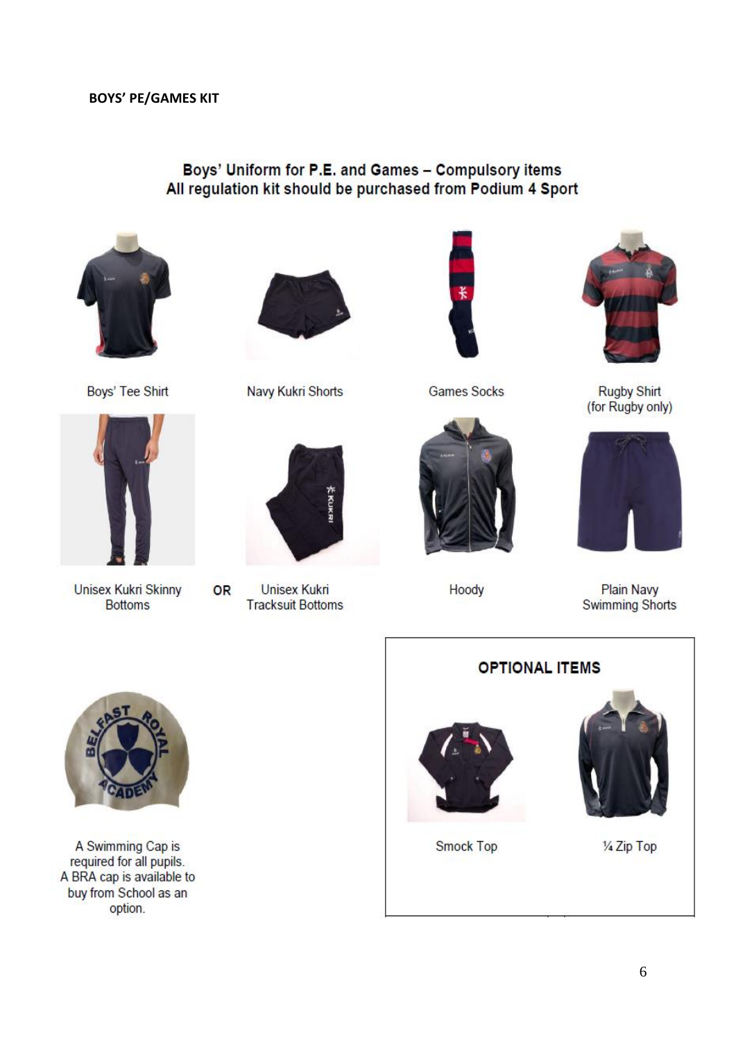**BOYS' PE/GAMES KIT**

**Boys' Uniform for P.E. and Games – Compulsory items**
**All regulation kit should be purchased from Podium 4 Sport**

Boys' Tee Shirt

Navy Kukri Shorts

Games Socks

Rugby Shirt (for Rugby only)

Unisex Kukri Skinny Bottoms **OR** Unisex Kukri Tracksuit Bottoms

Hoody

Plain Navy Swimming Shorts

A Swimming Cap is required for all pupils. A BRA cap is available to buy from School as an option.

**OPTIONAL ITEMS**

Smock Top

¼ Zip Top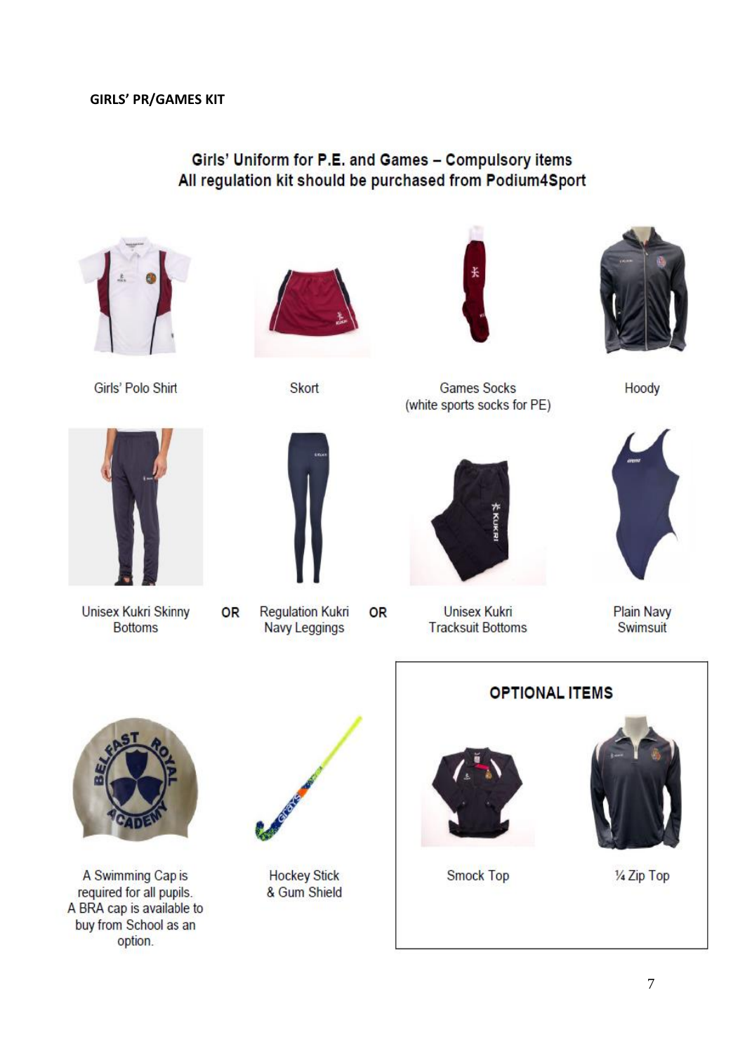**GIRLS' PR/GAMES KIT**

## Girls' Uniform for P.E. and Games – Compulsory items
## All regulation kit should be purchased from Podium4Sport

- Girls' Polo Shirt
- Skort
- Games Socks (white sports socks for PE)
- Hoody
- Unisex Kukri Skinny Bottoms **OR** Regulation Kukri Navy Leggings **OR** Unisex Kukri Tracksuit Bottoms
- Plain Navy Swimsuit
- A Swimming Cap is required for all pupils. A BRA cap is available to buy from School as an option.
- Hockey Stick & Gum Shield

### OPTIONAL ITEMS

- Smock Top
- ¼ Zip Top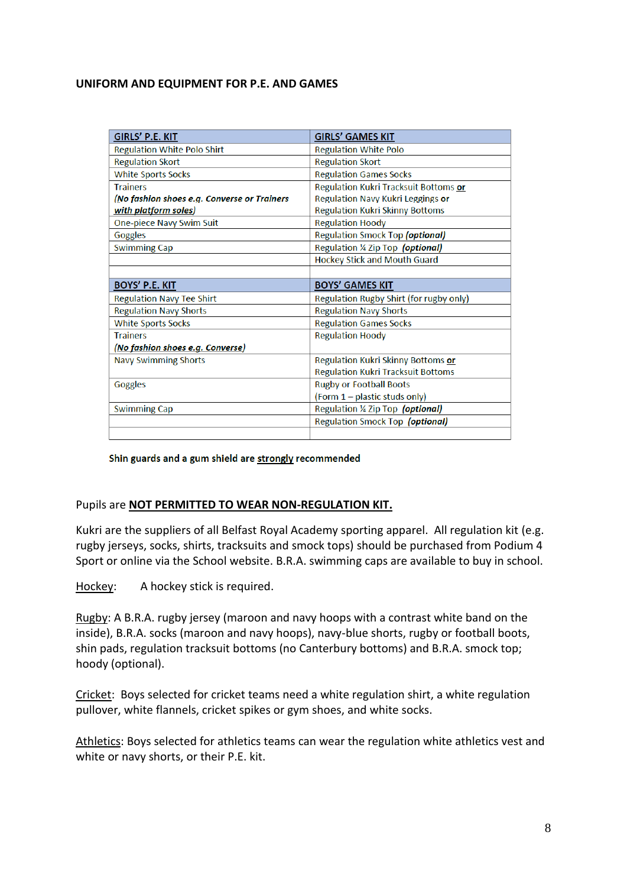**UNIFORM AND EQUIPMENT FOR P.E. AND GAMES**

| GIRLS' P.E. KIT | GIRLS' GAMES KIT |
|---|---|
| Regulation White Polo Shirt | Regulation White Polo |
| Regulation Skort | Regulation Skort |
| White Sports Socks | Regulation Games Socks |
| Trainers *(No fashion shoes e.g. Converse or Trainers with platform soles)* | Regulation Kukri Tracksuit Bottoms **or** Regulation Navy Kukri Leggings **or** Regulation Kukri Skinny Bottoms |
| One-piece Navy Swim Suit | Regulation Hoody |
| Goggles | Regulation Smock Top ***(optional)*** |
| Swimming Cap | Regulation ¼ Zip Top ***(optional)*** |
| | Hockey Stick and Mouth Guard |
| | |
| **BOYS' P.E. KIT** | **BOYS' GAMES KIT** |
| Regulation Navy Tee Shirt | Regulation Rugby Shirt (for rugby only) |
| Regulation Navy Shorts | Regulation Navy Shorts |
| White Sports Socks | Regulation Games Socks |
| Trainers *(No fashion shoes e.g. Converse)* | Regulation Hoody |
| Navy Swimming Shorts | Regulation Kukri Skinny Bottoms **or** Regulation Kukri Tracksuit Bottoms |
| Goggles | Rugby or Football Boots (Form 1 – plastic studs only) |
| Swimming Cap | Regulation ¼ Zip Top ***(optional)*** |
| | Regulation Smock Top ***(optional)*** |
| | |

**Shin guards and a gum shield are strongly recommended**

Pupils are **NOT PERMITTED TO WEAR NON-REGULATION KIT.**

Kukri are the suppliers of all Belfast Royal Academy sporting apparel. All regulation kit (e.g. rugby jerseys, socks, shirts, tracksuits and smock tops) should be purchased from Podium 4 Sport or online via the School website. B.R.A. swimming caps are available to buy in school.

Hockey: A hockey stick is required.

Rugby: A B.R.A. rugby jersey (maroon and navy hoops with a contrast white band on the inside), B.R.A. socks (maroon and navy hoops), navy-blue shorts, rugby or football boots, shin pads, regulation tracksuit bottoms (no Canterbury bottoms) and B.R.A. smock top; hoody (optional).

Cricket: Boys selected for cricket teams need a white regulation shirt, a white regulation pullover, white flannels, cricket spikes or gym shoes, and white socks.

Athletics: Boys selected for athletics teams can wear the regulation white athletics vest and white or navy shorts, or their P.E. kit.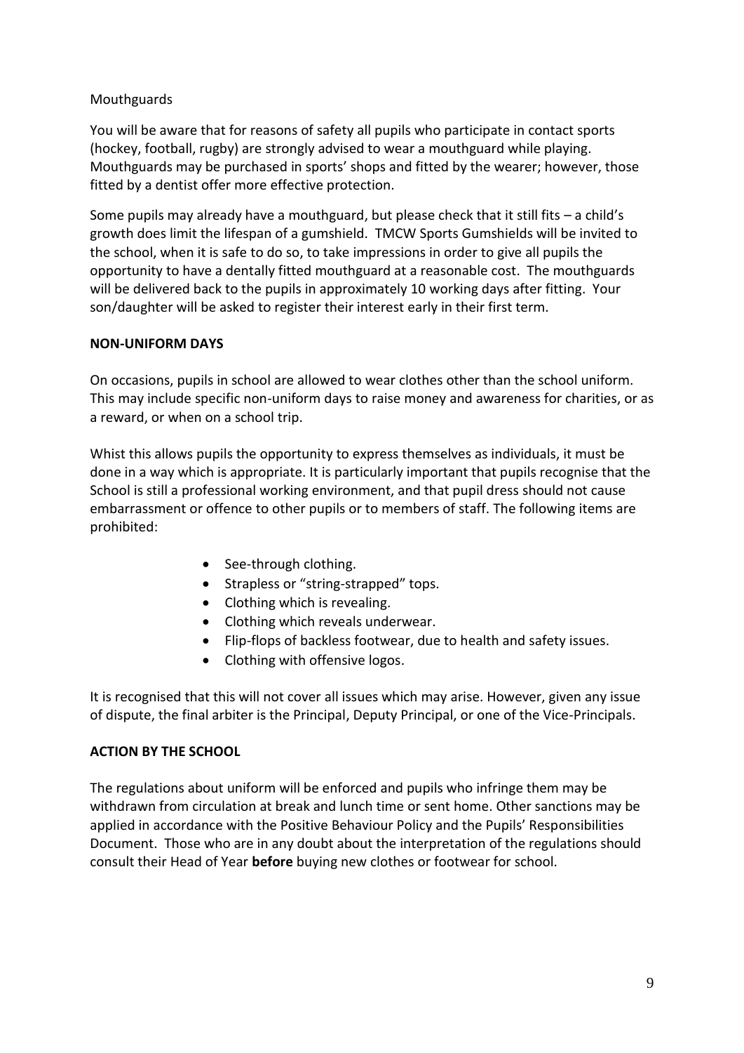Mouthguards

You will be aware that for reasons of safety all pupils who participate in contact sports (hockey, football, rugby) are strongly advised to wear a mouthguard while playing. Mouthguards may be purchased in sports' shops and fitted by the wearer; however, those fitted by a dentist offer more effective protection.

Some pupils may already have a mouthguard, but please check that it still fits – a child's growth does limit the lifespan of a gumshield. TMCW Sports Gumshields will be invited to the school, when it is safe to do so, to take impressions in order to give all pupils the opportunity to have a dentally fitted mouthguard at a reasonable cost. The mouthguards will be delivered back to the pupils in approximately 10 working days after fitting. Your son/daughter will be asked to register their interest early in their first term.

**NON-UNIFORM DAYS**

On occasions, pupils in school are allowed to wear clothes other than the school uniform. This may include specific non-uniform days to raise money and awareness for charities, or as a reward, or when on a school trip.

Whist this allows pupils the opportunity to express themselves as individuals, it must be done in a way which is appropriate. It is particularly important that pupils recognise that the School is still a professional working environment, and that pupil dress should not cause embarrassment or offence to other pupils or to members of staff. The following items are prohibited:

- See-through clothing.
- Strapless or "string-strapped" tops.
- Clothing which is revealing.
- Clothing which reveals underwear.
- Flip-flops of backless footwear, due to health and safety issues.
- Clothing with offensive logos.

It is recognised that this will not cover all issues which may arise. However, given any issue of dispute, the final arbiter is the Principal, Deputy Principal, or one of the Vice-Principals.

**ACTION BY THE SCHOOL**

The regulations about uniform will be enforced and pupils who infringe them may be withdrawn from circulation at break and lunch time or sent home. Other sanctions may be applied in accordance with the Positive Behaviour Policy and the Pupils' Responsibilities Document. Those who are in any doubt about the interpretation of the regulations should consult their Head of Year **before** buying new clothes or footwear for school.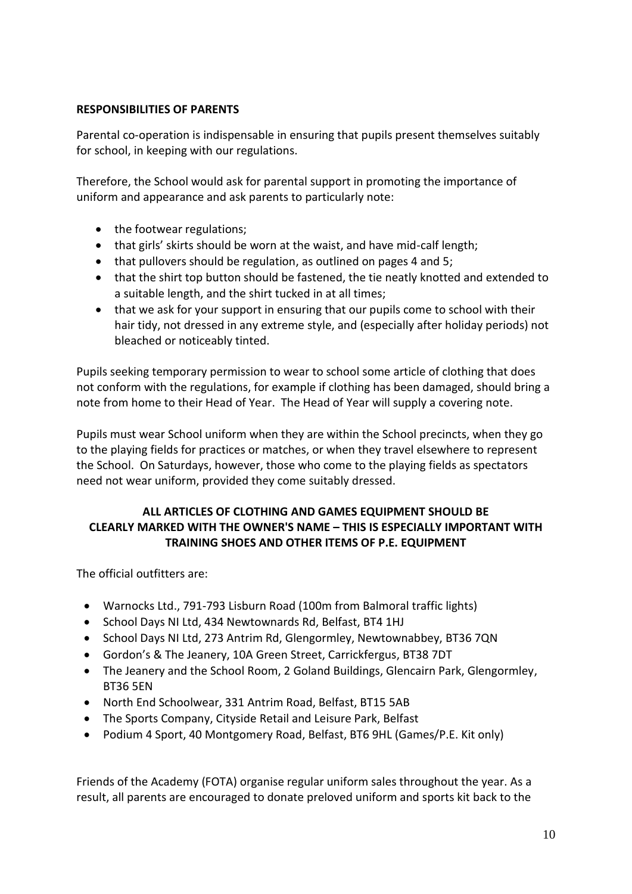**RESPONSIBILITIES OF PARENTS**

Parental co-operation is indispensable in ensuring that pupils present themselves suitably for school, in keeping with our regulations.

Therefore, the School would ask for parental support in promoting the importance of uniform and appearance and ask parents to particularly note:

- the footwear regulations;
- that girls' skirts should be worn at the waist, and have mid-calf length;
- that pullovers should be regulation, as outlined on pages 4 and 5;
- that the shirt top button should be fastened, the tie neatly knotted and extended to a suitable length, and the shirt tucked in at all times;
- that we ask for your support in ensuring that our pupils come to school with their hair tidy, not dressed in any extreme style, and (especially after holiday periods) not bleached or noticeably tinted.

Pupils seeking temporary permission to wear to school some article of clothing that does not conform with the regulations, for example if clothing has been damaged, should bring a note from home to their Head of Year. The Head of Year will supply a covering note.

Pupils must wear School uniform when they are within the School precincts, when they go to the playing fields for practices or matches, or when they travel elsewhere to represent the School. On Saturdays, however, those who come to the playing fields as spectators need not wear uniform, provided they come suitably dressed.

**ALL ARTICLES OF CLOTHING AND GAMES EQUIPMENT SHOULD BE CLEARLY MARKED WITH THE OWNER'S NAME – THIS IS ESPECIALLY IMPORTANT WITH TRAINING SHOES AND OTHER ITEMS OF P.E. EQUIPMENT**

The official outfitters are:

- Warnocks Ltd., 791-793 Lisburn Road (100m from Balmoral traffic lights)
- School Days NI Ltd, 434 Newtownards Rd, Belfast, BT4 1HJ
- School Days NI Ltd, 273 Antrim Rd, Glengormley, Newtownabbey, BT36 7QN
- Gordon's & The Jeanery, 10A Green Street, Carrickfergus, BT38 7DT
- The Jeanery and the School Room, 2 Goland Buildings, Glencairn Park, Glengormley, BT36 5EN
- North End Schoolwear, 331 Antrim Road, Belfast, BT15 5AB
- The Sports Company, Cityside Retail and Leisure Park, Belfast
- Podium 4 Sport, 40 Montgomery Road, Belfast, BT6 9HL (Games/P.E. Kit only)

Friends of the Academy (FOTA) organise regular uniform sales throughout the year. As a result, all parents are encouraged to donate preloved uniform and sports kit back to the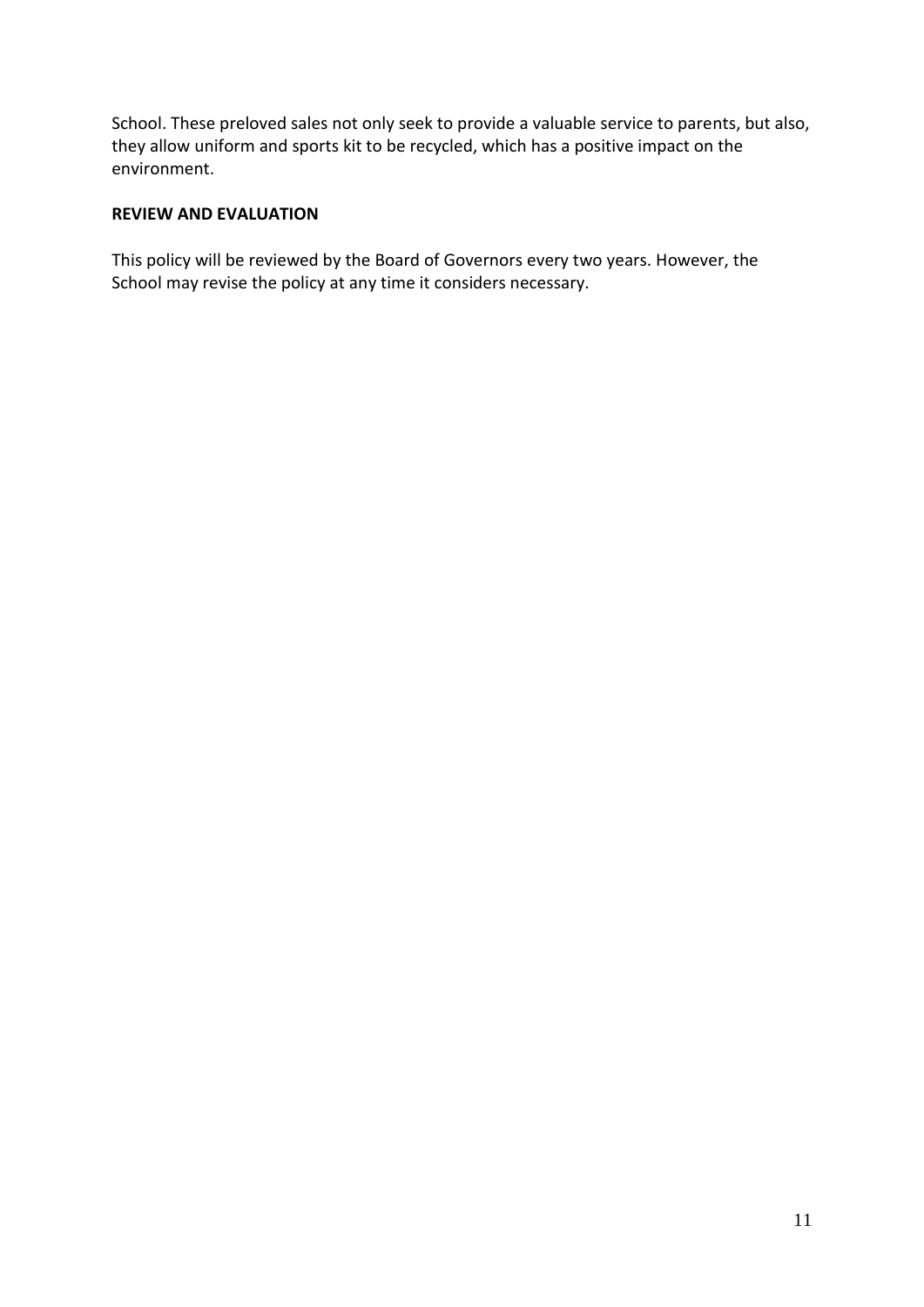School. These preloved sales not only seek to provide a valuable service to parents, but also, they allow uniform and sports kit to be recycled, which has a positive impact on the environment.

## REVIEW AND EVALUATION

This policy will be reviewed by the Board of Governors every two years. However, the School may revise the policy at any time it considers necessary.